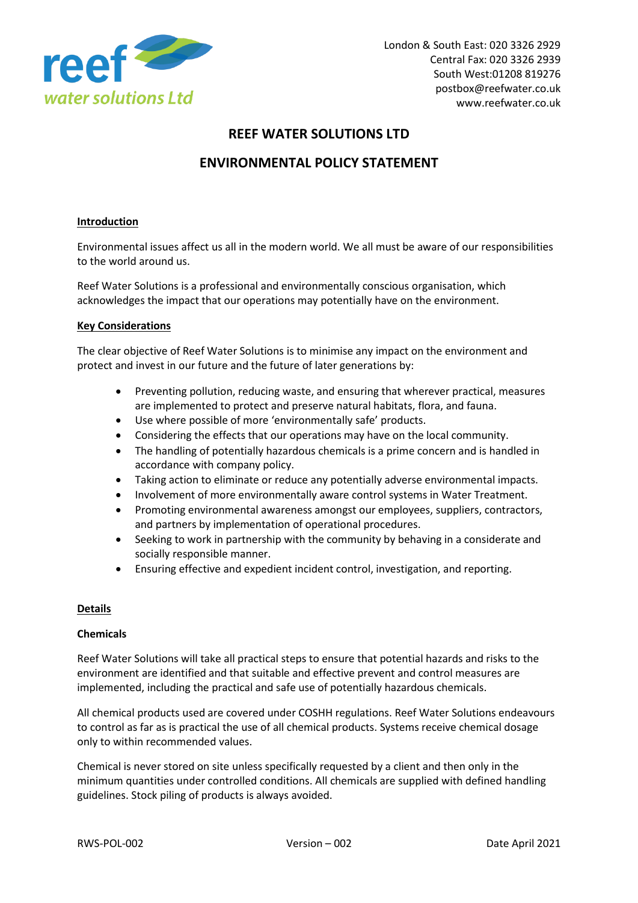London & South East: 020 3326 2929
Central Fax: 020 3326 2939
South West:01208 819276
postbox@reefwater.co.uk
www.reefwater.co.uk

# REEF WATER SOLUTIONS LTD

## ENVIRONMENTAL POLICY STATEMENT

### Introduction

Environmental issues affect us all in the modern world. We all must be aware of our responsibilities to the world around us.

Reef Water Solutions is a professional and environmentally conscious organisation, which acknowledges the impact that our operations may potentially have on the environment.

### Key Considerations

The clear objective of Reef Water Solutions is to minimise any impact on the environment and protect and invest in our future and the future of later generations by:

- Preventing pollution, reducing waste, and ensuring that wherever practical, measures are implemented to protect and preserve natural habitats, flora, and fauna.
- Use where possible of more 'environmentally safe' products.
- Considering the effects that our operations may have on the local community.
- The handling of potentially hazardous chemicals is a prime concern and is handled in accordance with company policy.
- Taking action to eliminate or reduce any potentially adverse environmental impacts.
- Involvement of more environmentally aware control systems in Water Treatment.
- Promoting environmental awareness amongst our employees, suppliers, contractors, and partners by implementation of operational procedures.
- Seeking to work in partnership with the community by behaving in a considerate and socially responsible manner.
- Ensuring effective and expedient incident control, investigation, and reporting.

### Details

**Chemicals**

Reef Water Solutions will take all practical steps to ensure that potential hazards and risks to the environment are identified and that suitable and effective prevent and control measures are implemented, including the practical and safe use of potentially hazardous chemicals.

All chemical products used are covered under COSHH regulations. Reef Water Solutions endeavours to control as far as is practical the use of all chemical products. Systems receive chemical dosage only to within recommended values.

Chemical is never stored on site unless specifically requested by a client and then only in the minimum quantities under controlled conditions. All chemicals are supplied with defined handling guidelines. Stock piling of products is always avoided.

RWS-POL-002 Version – 002 Date April 2021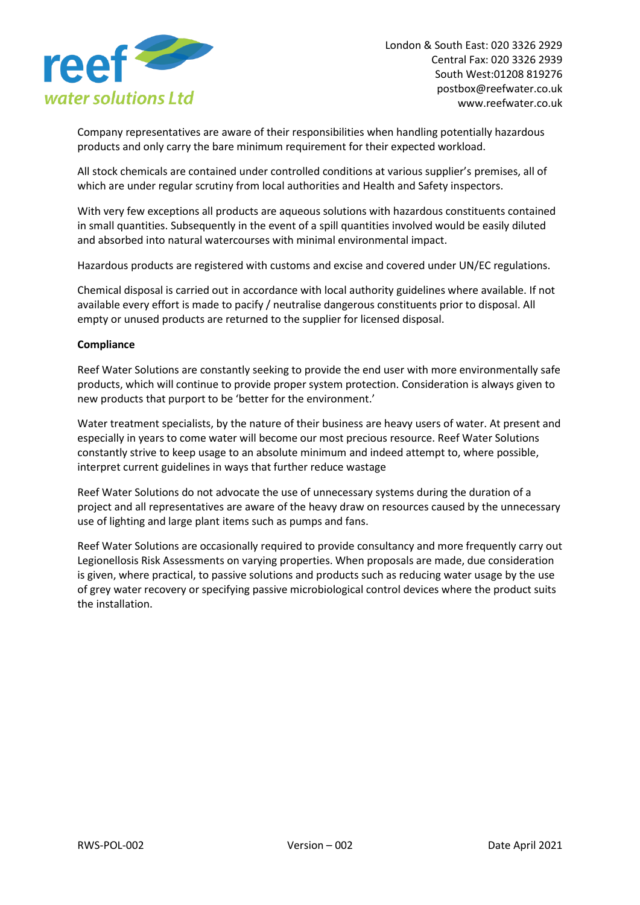Company representatives are aware of their responsibilities when handling potentially hazardous products and only carry the bare minimum requirement for their expected workload.

All stock chemicals are contained under controlled conditions at various supplier's premises, all of which are under regular scrutiny from local authorities and Health and Safety inspectors.

With very few exceptions all products are aqueous solutions with hazardous constituents contained in small quantities. Subsequently in the event of a spill quantities involved would be easily diluted and absorbed into natural watercourses with minimal environmental impact.

Hazardous products are registered with customs and excise and covered under UN/EC regulations.

Chemical disposal is carried out in accordance with local authority guidelines where available. If not available every effort is made to pacify / neutralise dangerous constituents prior to disposal. All empty or unused products are returned to the supplier for licensed disposal.

**Compliance**

Reef Water Solutions are constantly seeking to provide the end user with more environmentally safe products, which will continue to provide proper system protection. Consideration is always given to new products that purport to be 'better for the environment.'

Water treatment specialists, by the nature of their business are heavy users of water. At present and especially in years to come water will become our most precious resource. Reef Water Solutions constantly strive to keep usage to an absolute minimum and indeed attempt to, where possible, interpret current guidelines in ways that further reduce wastage

Reef Water Solutions do not advocate the use of unnecessary systems during the duration of a project and all representatives are aware of the heavy draw on resources caused by the unnecessary use of lighting and large plant items such as pumps and fans.

Reef Water Solutions are occasionally required to provide consultancy and more frequently carry out Legionellosis Risk Assessments on varying properties. When proposals are made, due consideration is given, where practical, to passive solutions and products such as reducing water usage by the use of grey water recovery or specifying passive microbiological control devices where the product suits the installation.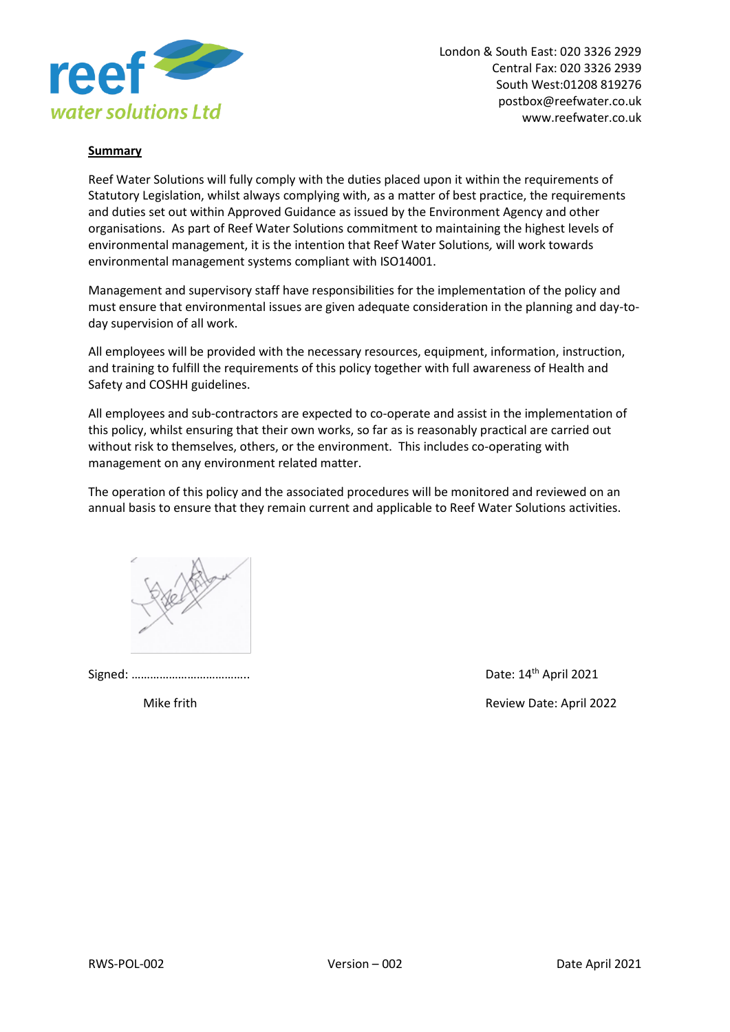**Summary**

Reef Water Solutions will fully comply with the duties placed upon it within the requirements of Statutory Legislation, whilst always complying with, as a matter of best practice, the requirements and duties set out within Approved Guidance as issued by the Environment Agency and other organisations. As part of Reef Water Solutions commitment to maintaining the highest levels of environmental management, it is the intention that Reef Water Solutions, will work towards environmental management systems compliant with ISO14001.

Management and supervisory staff have responsibilities for the implementation of the policy and must ensure that environmental issues are given adequate consideration in the planning and day-to-day supervision of all work.

All employees will be provided with the necessary resources, equipment, information, instruction, and training to fulfill the requirements of this policy together with full awareness of Health and Safety and COSHH guidelines.

All employees and sub-contractors are expected to co-operate and assist in the implementation of this policy, whilst ensuring that their own works, so far as is reasonably practical are carried out without risk to themselves, others, or the environment. This includes co-operating with management on any environment related matter.

The operation of this policy and the associated procedures will be monitored and reviewed on an annual basis to ensure that they remain current and applicable to Reef Water Solutions activities.

Signed: ………………………………..

Mike frith

Date: 14th April 2021

Review Date: April 2022

RWS-POL-002 Version – 002 Date April 2021